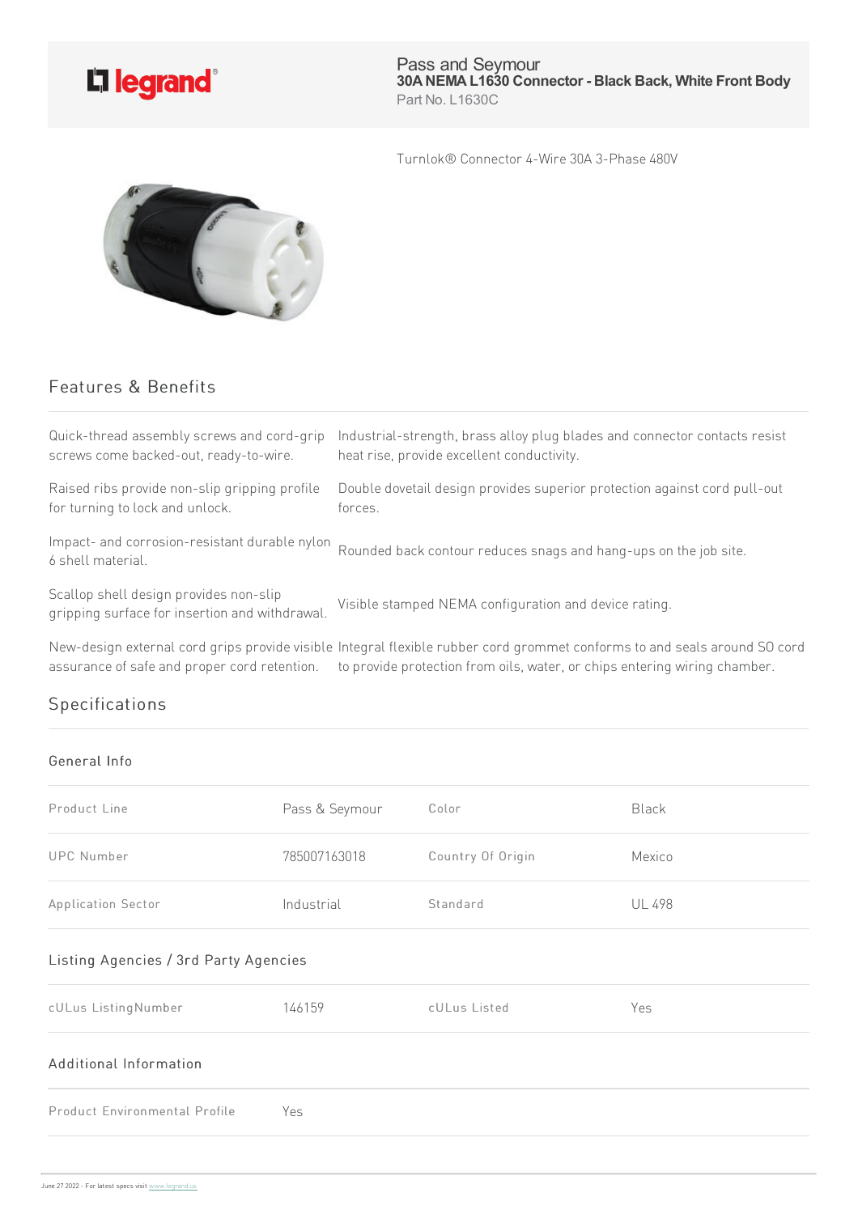legrand®

# Pass and Seymour

**30A NEMA L1630 Connector - Black Back, White Front Body**

Part No. L1630C

Turnlok® Connector 4-Wire 30A 3-Phase 480V

## Features & Benefits

| | |
|---|---|
| Quick-thread assembly screws and cord-grip screws come backed-out, ready-to-wire. | Industrial-strength, brass alloy plug blades and connector contacts resist heat rise, provide excellent conductivity. |
| Raised ribs provide non-slip gripping profile for turning to lock and unlock. | Double dovetail design provides superior protection against cord pull-out forces. |
| Impact- and corrosion-resistant durable nylon 6 shell material. | Rounded back contour reduces snags and hang-ups on the job site. |
| Scallop shell design provides non-slip gripping surface for insertion and withdrawal. | Visible stamped NEMA configuration and device rating. |
| New-design external cord grips provide visible assurance of safe and proper cord retention. | Integral flexible rubber cord grommet conforms to and seals around SO cord to provide protection from oils, water, or chips entering wiring chamber. |

## Specifications

### General Info

| | | | |
|---|---|---|---|
| Product Line | Pass & Seymour | Color | Black |
| UPC Number | 785007163018 | Country Of Origin | Mexico |
| Application Sector | Industrial | Standard | UL 498 |

### Listing Agencies / 3rd Party Agencies

| | | | |
|---|---|---|---|
| cULus ListingNumber | 146159 | cULus Listed | Yes |

### Additional Information

| | |
|---|---|
| Product Environmental Profile | Yes |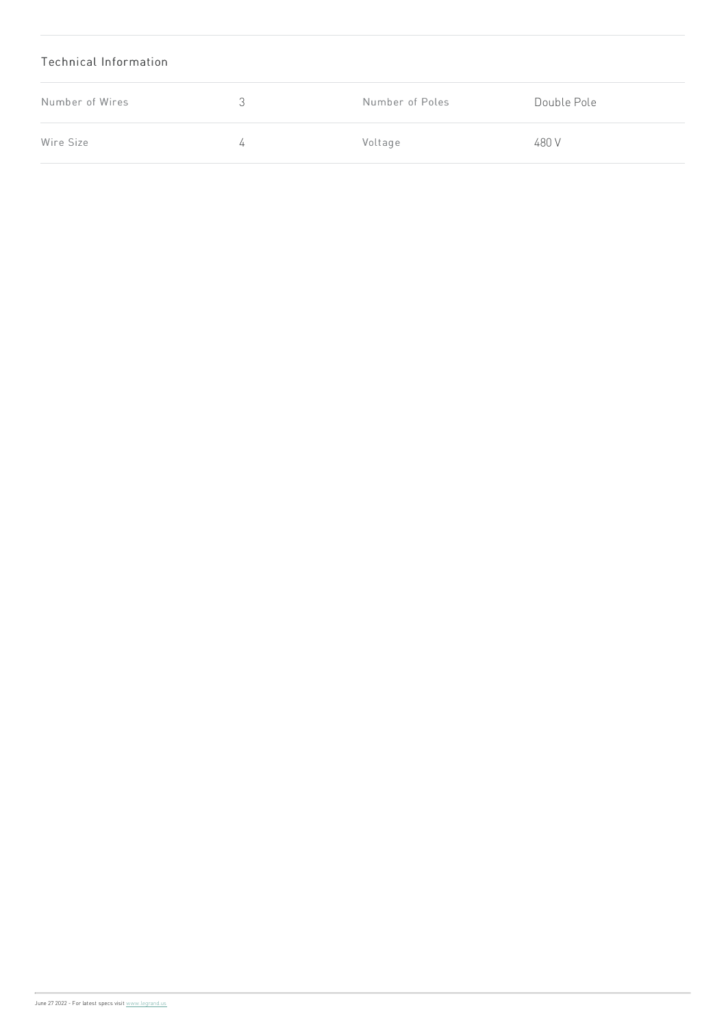## Technical Information

| | | | |
|---|---|---|---|
| Number of Wires | 3 | Number of Poles | Double Pole |
| Wire Size | 4 | Voltage | 480 V |

June 27 2022 - For latest specs visit www.legrand.us